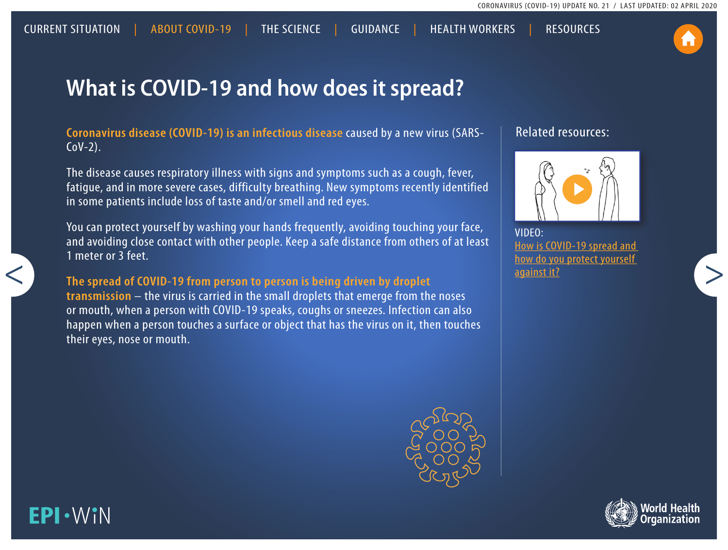CURRENT SITUATION | ABOUT COVID-19 | THE SCIENCE | GUIDANCE | HEALTH WORKERS | RESOURCES

# What is COVID-19 and how does it spread?

**Coronavirus disease (COVID-19) is an infectious disease** caused by a new virus (SARS-CoV-2).

The disease causes respiratory illness with signs and symptoms such as a cough, fever, fatigue, and in more severe cases, difficulty breathing. New symptoms recently identified in some patients include loss of taste and/or smell and red eyes.

You can protect yourself by washing your hands frequently, avoiding touching your face, and avoiding close contact with other people. Keep a safe distance from others of at least 1 meter or 3 feet.

**The spread of COVID-19 from person to person is being driven by droplet transmission** – the virus is carried in the small droplets that emerge from the noses or mouth, when a person with COVID-19 speaks, coughs or sneezes. Infection can also happen when a person touches a surface or object that has the virus on it, then touches their eyes, nose or mouth.

## Related resources:

VIDEO:
How is COVID-19 spread and how do you protect yourself against it?

EPI·WiN

World Health Organization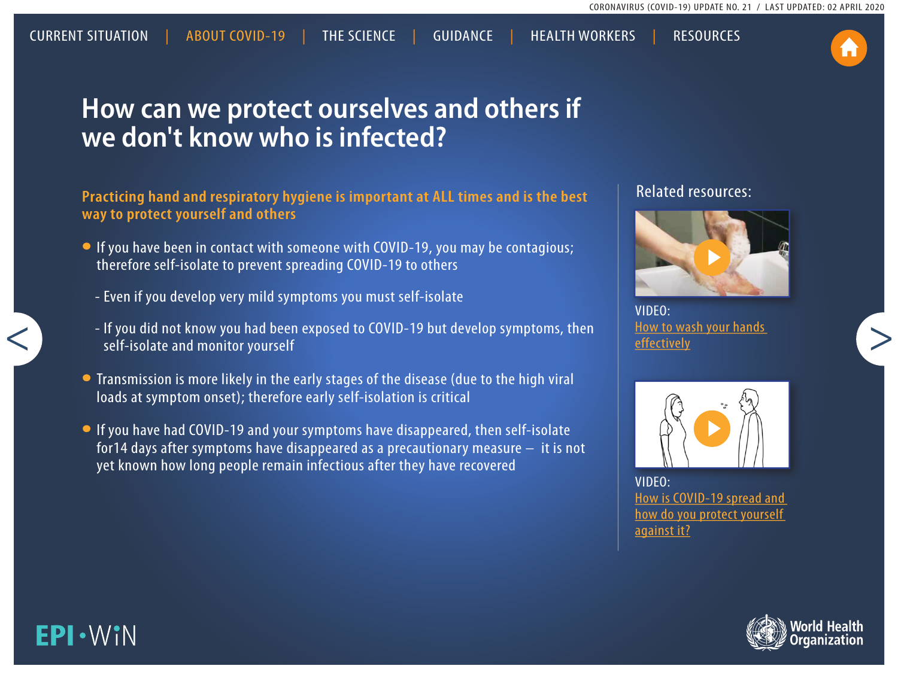# How can we protect ourselves and others if we don't know who is infected?

**Practicing hand and respiratory hygiene is important at ALL times and is the best way to protect yourself and others**

- If you have been in contact with someone with COVID-19, you may be contagious; therefore self-isolate to prevent spreading COVID-19 to others
  - Even if you develop very mild symptoms you must self-isolate
  - If you did not know you had been exposed to COVID-19 but develop symptoms, then self-isolate and monitor yourself
- Transmission is more likely in the early stages of the disease (due to the high viral loads at symptom onset); therefore early self-isolation is critical
- If you have had COVID-19 and your symptoms have disappeared, then self-isolate for14 days after symptoms have disappeared as a precautionary measure – it is not yet known how long people remain infectious after they have recovered

Related resources:

VIDEO:
How to wash your hands effectively

VIDEO:
How is COVID-19 spread and how do you protect yourself against it?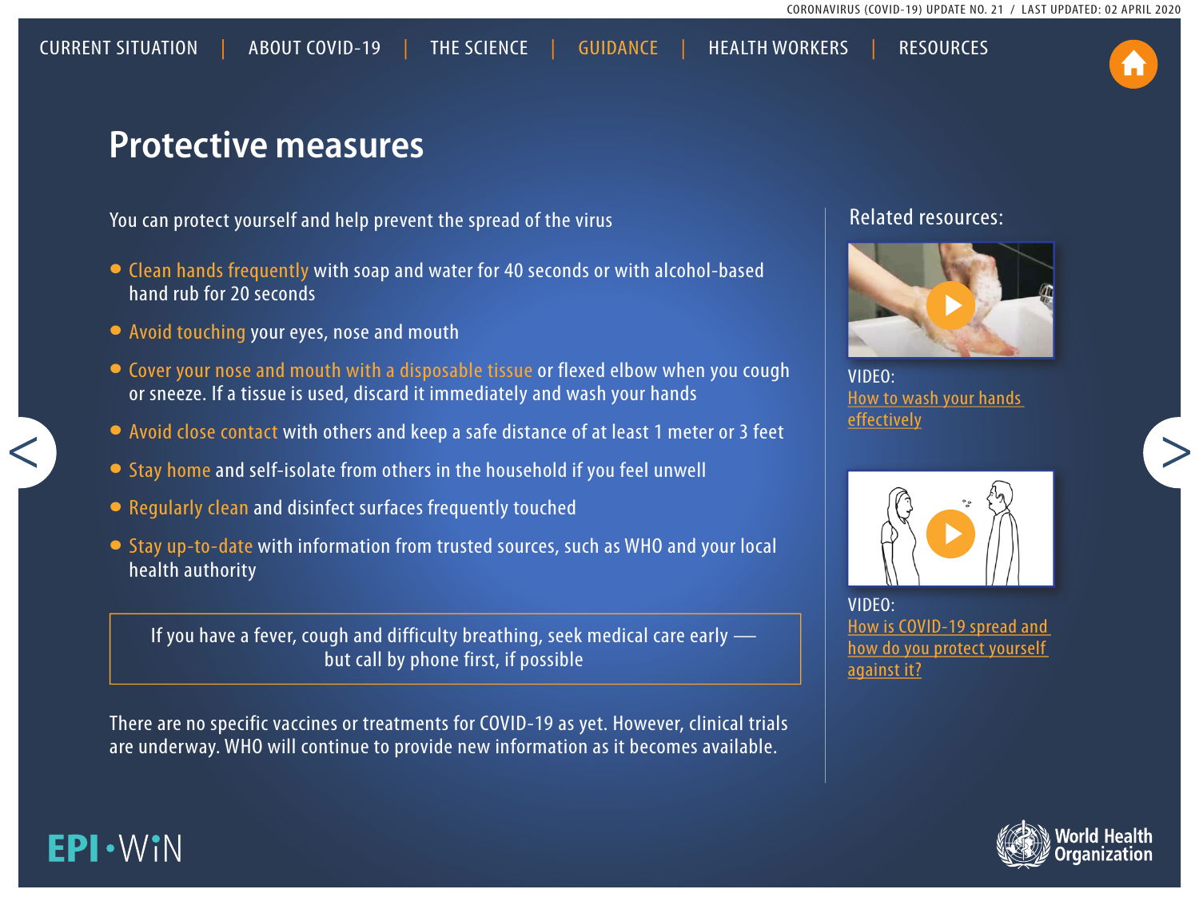# Protective measures

You can protect yourself and help prevent the spread of the virus

- **Clean hands frequently** with soap and water for 40 seconds or with alcohol-based hand rub for 20 seconds
- **Avoid touching** your eyes, nose and mouth
- **Cover your nose and mouth with a disposable tissue** or flexed elbow when you cough or sneeze. If a tissue is used, discard it immediately and wash your hands
- **Avoid close contact** with others and keep a safe distance of at least 1 meter or 3 feet
- **Stay home** and self-isolate from others in the household if you feel unwell
- **Regularly clean** and disinfect surfaces frequently touched
- **Stay up-to-date** with information from trusted sources, such as WHO and your local health authority

> If you have a fever, cough and difficulty breathing, seek medical care early — but call by phone first, if possible

There are no specific vaccines or treatments for COVID-19 as yet. However, clinical trials are underway. WHO will continue to provide new information as it becomes available.

## Related resources:

VIDEO: How to wash your hands effectively

VIDEO: How is COVID-19 spread and how do you protect yourself against it?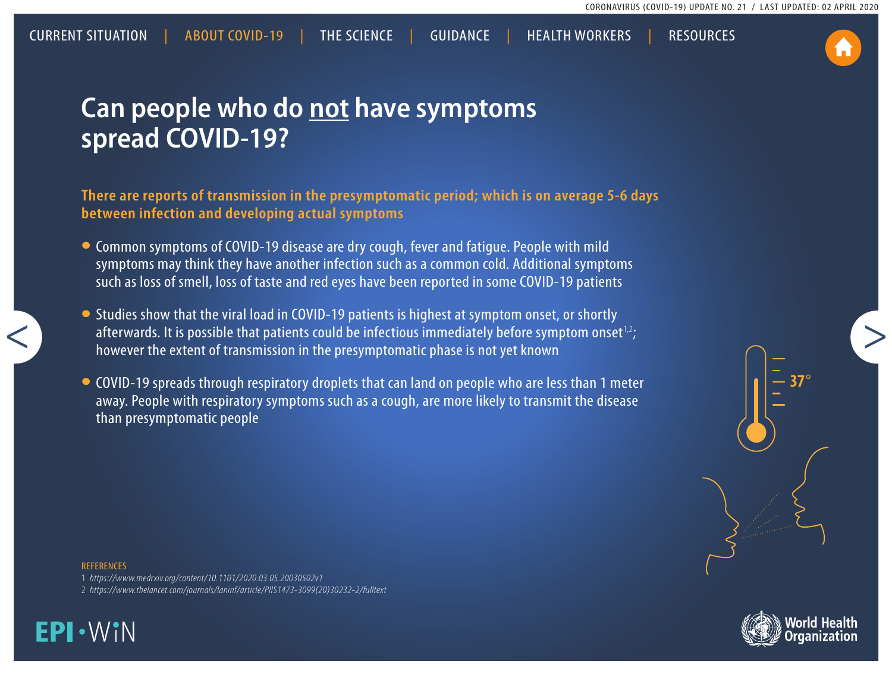# Can people who do not have symptoms spread COVID-19?

**There are reports of transmission in the presymptomatic period; which is on average 5-6 days between infection and developing actual symptoms**

- Common symptoms of COVID-19 disease are dry cough, fever and fatigue. People with mild symptoms may think they have another infection such as a common cold. Additional symptoms such as loss of smell, loss of taste and red eyes have been reported in some COVID-19 patients
- Studies show that the viral load in COVID-19 patients is highest at symptom onset, or shortly afterwards. It is possible that patients could be infectious immediately before symptom onset[1,2]; however the extent of transmission in the presymptomatic phase is not yet known
- COVID-19 spreads through respiratory droplets that can land on people who are less than 1 meter away. People with respiratory symptoms such as a cough, are more likely to transmit the disease than presymptomatic people

REFERENCES

1 *https://www.medrxiv.org/content/10.1101/2020.03.05.20030502v1*

2 *https://www.thelancet.com/journals/laninf/article/PIIS1473-3099(20)30232-2/fulltext*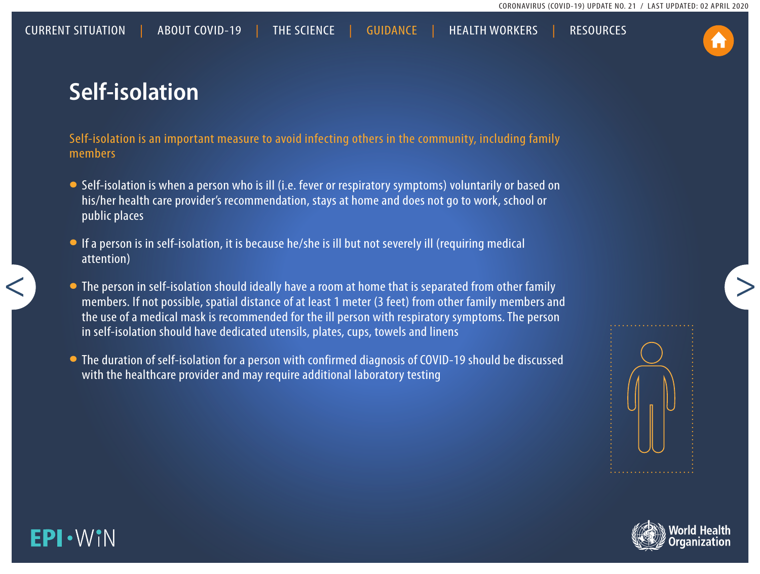# Self-isolation

Self-isolation is an important measure to avoid infecting others in the community, including family members

- Self-isolation is when a person who is ill (i.e. fever or respiratory symptoms) voluntarily or based on his/her health care provider's recommendation, stays at home and does not go to work, school or public places
- If a person is in self-isolation, it is because he/she is ill but not severely ill (requiring medical attention)
- The person in self-isolation should ideally have a room at home that is separated from other family members. If not possible, spatial distance of at least 1 meter (3 feet) from other family members and the use of a medical mask is recommended for the ill person with respiratory symptoms. The person in self-isolation should have dedicated utensils, plates, cups, towels and linens
- The duration of self-isolation for a person with confirmed diagnosis of COVID-19 should be discussed with the healthcare provider and may require additional laboratory testing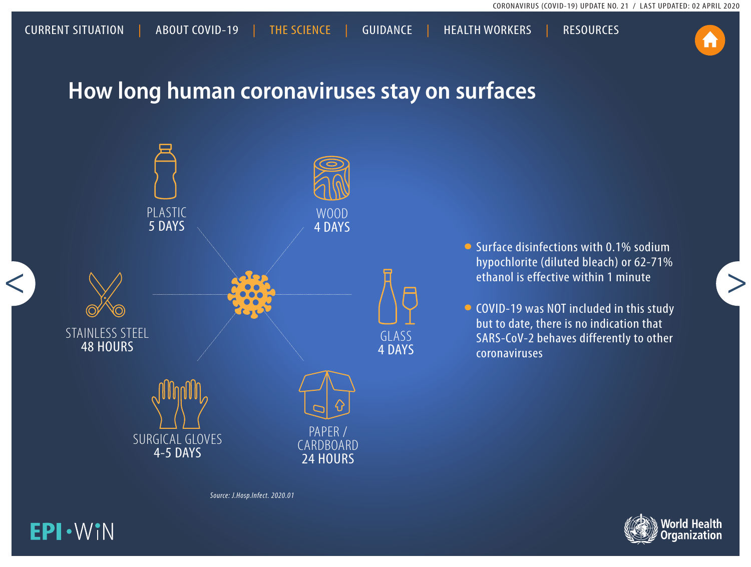CURRENT SITUATION | ABOUT COVID-19 | THE SCIENCE | GUIDANCE | HEALTH WORKERS | RESOURCES

# How long human coronaviruses stay on surfaces

PLASTIC
5 DAYS

WOOD
4 DAYS

STAINLESS STEEL
48 HOURS

GLASS
4 DAYS

SURGICAL GLOVES
4-5 DAYS

PAPER / CARDBOARD
24 HOURS

- Surface disinfections with 0.1% sodium hypochlorite (diluted bleach) or 62-71% ethanol is effective within 1 minute
- COVID-19 was NOT included in this study but to date, there is no indication that SARS-CoV-2 behaves differently to other coronaviruses

*Source: J.Hosp.Infect. 2020.01*

EPI·WiN

World Health Organization